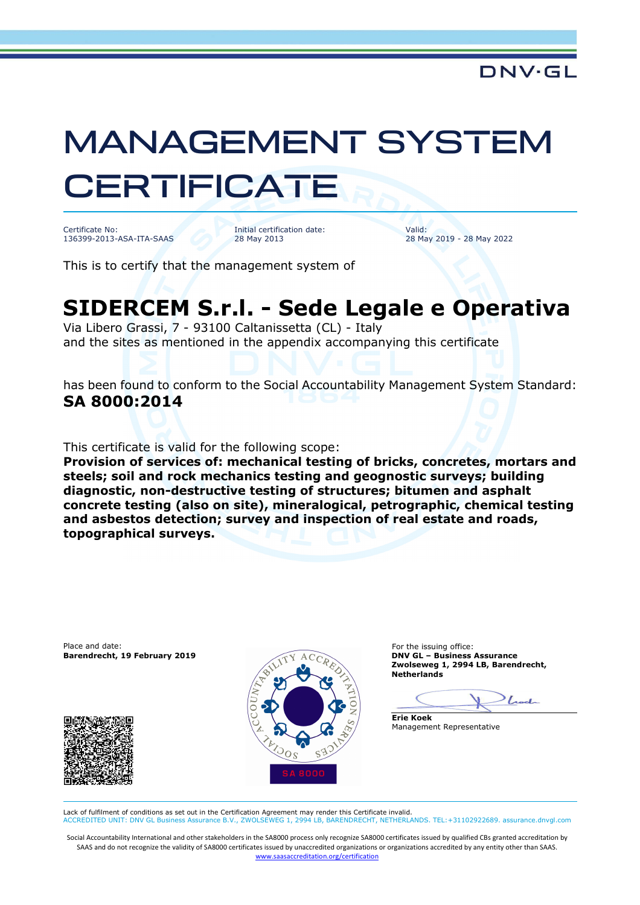DNV·GL

# MANAGEMENT SYSTEM CERTIFICATE

Certificate No:
136399-2013-ASA-ITA-SAAS

Initial certification date:
28 May 2013

Valid:
28 May 2019 - 28 May 2022

This is to certify that the management system of

## SIDERCEM S.r.l. - Sede Legale e Operativa

Via Libero Grassi, 7 - 93100 Caltanissetta (CL) - Italy
and the sites as mentioned in the appendix accompanying this certificate

has been found to conform to the Social Accountability Management System Standard:
**SA 8000:2014**

This certificate is valid for the following scope:
**Provision of services of: mechanical testing of bricks, concretes, mortars and steels; soil and rock mechanics testing and geognostic surveys; building diagnostic, non-destructive testing of structures; bitumen and asphalt concrete testing (also on site), mineralogical, petrographic, chemical testing and asbestos detection; survey and inspection of real estate and roads, topographical surveys.**

Place and date:
**Barendrecht, 19 February 2019**

For the issuing office:
**DNV GL – Business Assurance**
**Zwolseweg 1, 2994 LB, Barendrecht, Netherlands**

**Erie Koek**
Management Representative

SA 8000

Lack of fulfilment of conditions as set out in the Certification Agreement may render this Certificate invalid.
ACCREDITED UNIT: DNV GL Business Assurance B.V., ZWOLSEWEG 1, 2994 LB, BARENDRECHT, NETHERLANDS. TEL:+31102922689. assurance.dnvgl.com

Social Accountability International and other stakeholders in the SA8000 process only recognize SA8000 certificates issued by qualified CBs granted accreditation by SAAS and do not recognize the validity of SA8000 certificates issued by unaccredited organizations or organizations accredited by any entity other than SAAS.
www.saasaccreditation.org/certification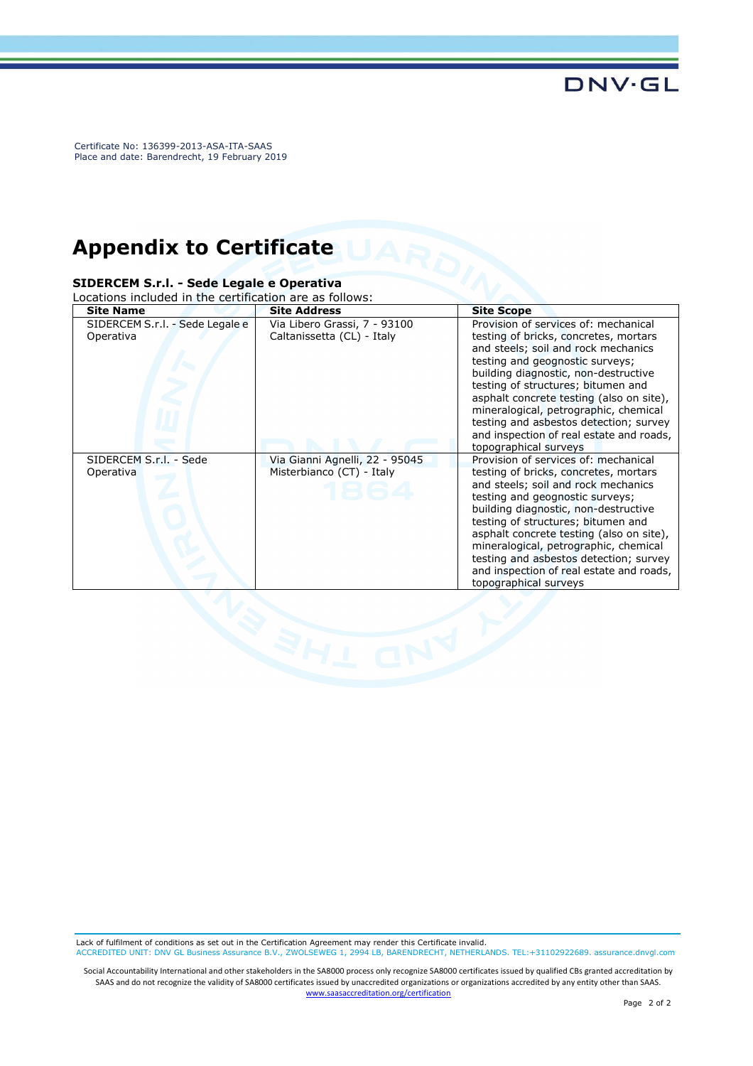Certificate No: 136399-2013-ASA-ITA-SAAS
Place and date: Barendrecht, 19 February 2019

# Appendix to Certificate

**SIDERCEM S.r.l. - Sede Legale e Operativa**

Locations included in the certification are as follows:

| Site Name | Site Address | Site Scope |
|---|---|---|
| SIDERCEM S.r.l. - Sede Legale e Operativa | Via Libero Grassi, 7 - 93100 Caltanissetta (CL) - Italy | Provision of services of: mechanical testing of bricks, concretes, mortars and steels; soil and rock mechanics testing and geognostic surveys; building diagnostic, non-destructive testing of structures; bitumen and asphalt concrete testing (also on site), mineralogical, petrographic, chemical testing and asbestos detection; survey and inspection of real estate and roads, topographical surveys |
| SIDERCEM S.r.l. - Sede Operativa | Via Gianni Agnelli, 22 - 95045 Misterbianco (CT) - Italy | Provision of services of: mechanical testing of bricks, concretes, mortars and steels; soil and rock mechanics testing and geognostic surveys; building diagnostic, non-destructive testing of structures; bitumen and asphalt concrete testing (also on site), mineralogical, petrographic, chemical testing and asbestos detection; survey and inspection of real estate and roads, topographical surveys |

Lack of fulfilment of conditions as set out in the Certification Agreement may render this Certificate invalid.
ACCREDITED UNIT: DNV GL Business Assurance B.V., ZWOLSEWEG 1, 2994 LB, BARENDRECHT, NETHERLANDS. TEL:+31102922689. assurance.dnvgl.com

Social Accountability International and other stakeholders in the SA8000 process only recognize SA8000 certificates issued by qualified CBs granted accreditation by SAAS and do not recognize the validity of SA8000 certificates issued by unaccredited organizations or organizations accredited by any entity other than SAAS.
www.saasaccreditation.org/certification